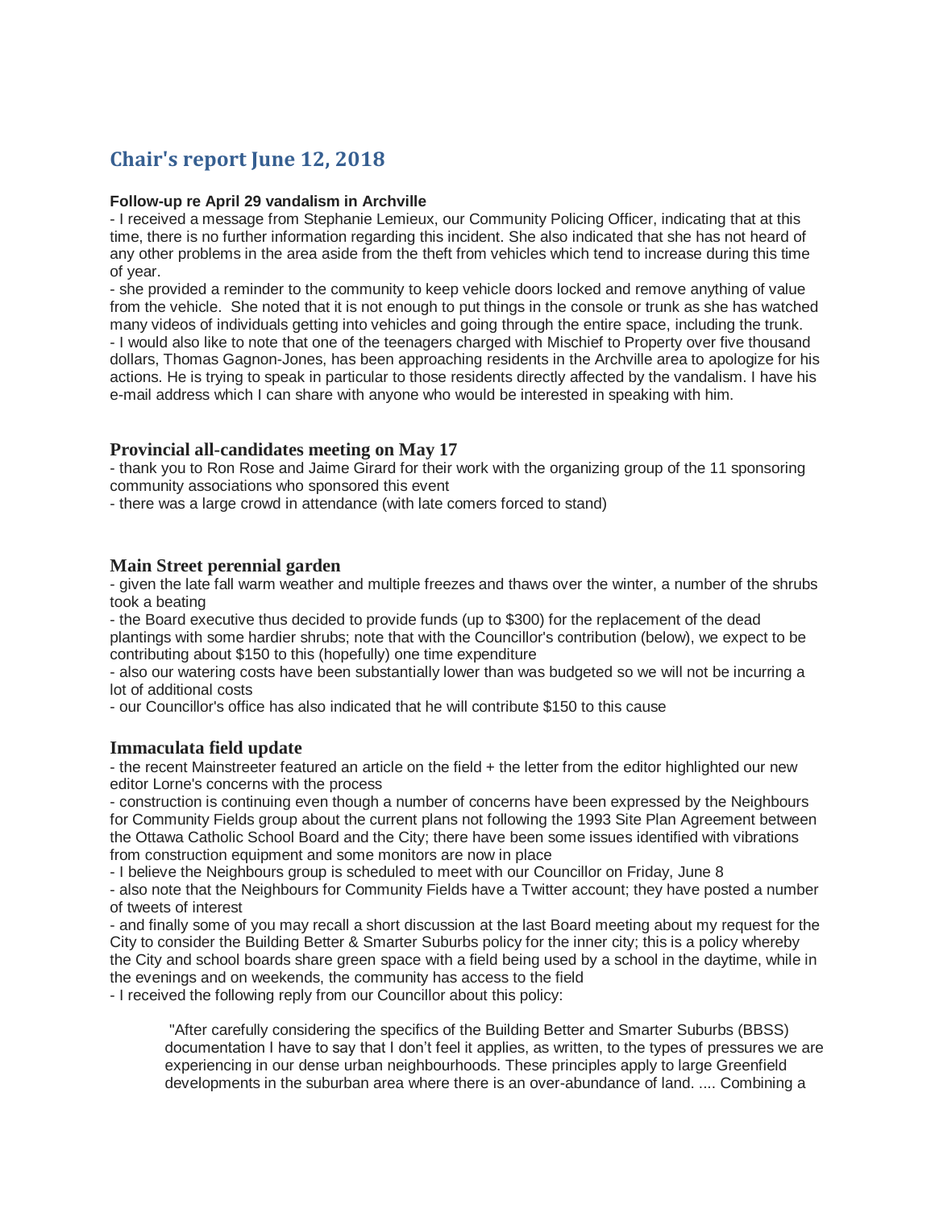# Chair's report June 12, 2018

**Follow-up re April 29 vandalism in Archville**

- I received a message from Stephanie Lemieux, our Community Policing Officer, indicating that at this time, there is no further information regarding this incident. She also indicated that she has not heard of any other problems in the area aside from the theft from vehicles which tend to increase during this time of year.
- she provided a reminder to the community to keep vehicle doors locked and remove anything of value from the vehicle. She noted that it is not enough to put things in the console or trunk as she has watched many videos of individuals getting into vehicles and going through the entire space, including the trunk.
- I would also like to note that one of the teenagers charged with Mischief to Property over five thousand dollars, Thomas Gagnon-Jones, has been approaching residents in the Archville area to apologize for his actions. He is trying to speak in particular to those residents directly affected by the vandalism. I have his e-mail address which I can share with anyone who would be interested in speaking with him.

## Provincial all-candidates meeting on May 17

- thank you to Ron Rose and Jaime Girard for their work with the organizing group of the 11 sponsoring community associations who sponsored this event
- there was a large crowd in attendance (with late comers forced to stand)

## Main Street perennial garden

- given the late fall warm weather and multiple freezes and thaws over the winter, a number of the shrubs took a beating
- the Board executive thus decided to provide funds (up to $300) for the replacement of the dead plantings with some hardier shrubs; note that with the Councillor's contribution (below), we expect to be contributing about $150 to this (hopefully) one time expenditure
- also our watering costs have been substantially lower than was budgeted so we will not be incurring a lot of additional costs
- our Councillor's office has also indicated that he will contribute $150 to this cause

## Immaculata field update

- the recent Mainstreeter featured an article on the field + the letter from the editor highlighted our new editor Lorne's concerns with the process
- construction is continuing even though a number of concerns have been expressed by the Neighbours for Community Fields group about the current plans not following the 1993 Site Plan Agreement between the Ottawa Catholic School Board and the City; there have been some issues identified with vibrations from construction equipment and some monitors are now in place
- I believe the Neighbours group is scheduled to meet with our Councillor on Friday, June 8
- also note that the Neighbours for Community Fields have a Twitter account; they have posted a number of tweets of interest
- and finally some of you may recall a short discussion at the last Board meeting about my request for the City to consider the Building Better & Smarter Suburbs policy for the inner city; this is a policy whereby the City and school boards share green space with a field being used by a school in the daytime, while in the evenings and on weekends, the community has access to the field
- I received the following reply from our Councillor about this policy:

> "After carefully considering the specifics of the Building Better and Smarter Suburbs (BBSS) documentation I have to say that I don't feel it applies, as written, to the types of pressures we are experiencing in our dense urban neighbourhoods. These principles apply to large Greenfield developments in the suburban area where there is an over-abundance of land. .... Combining a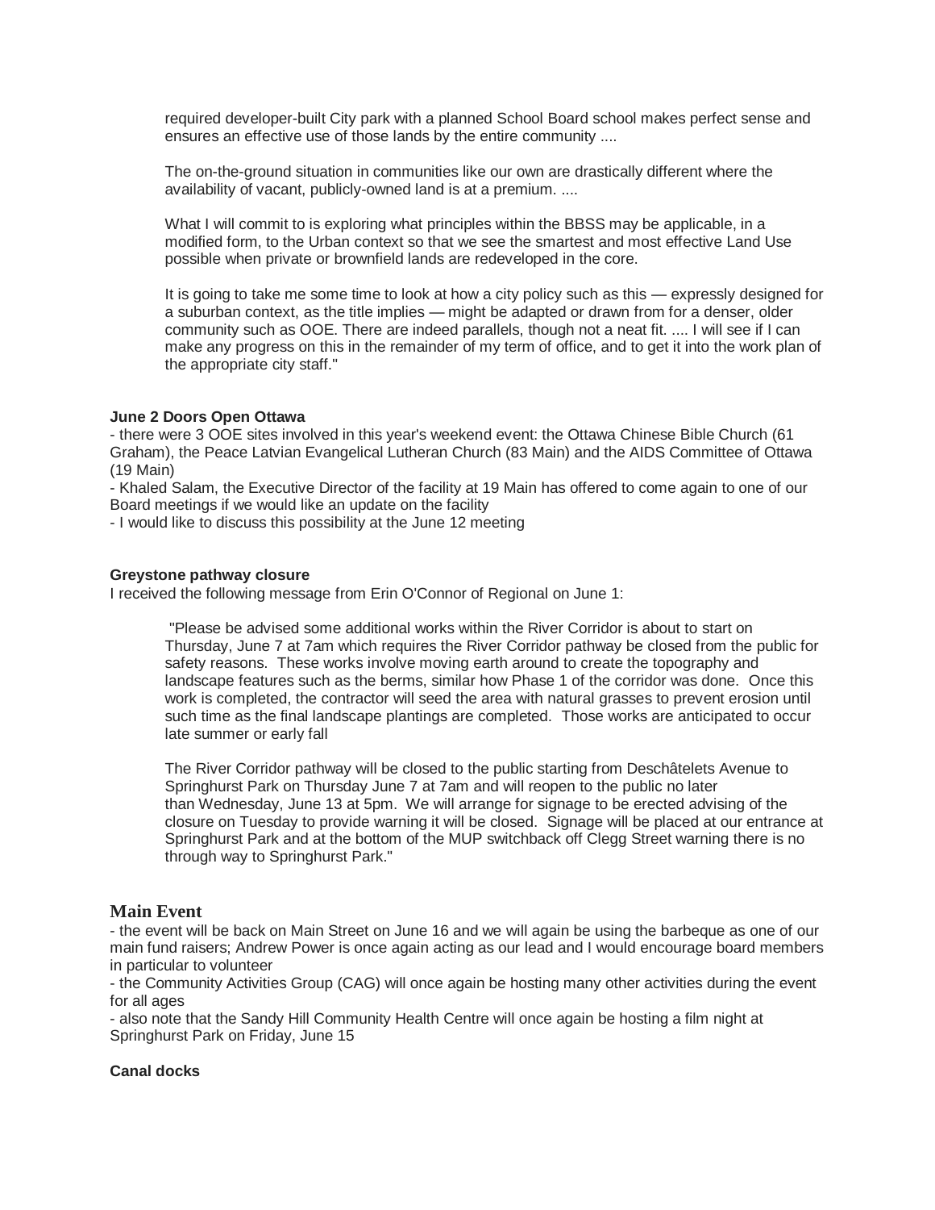> required developer-built City park with a planned School Board school makes perfect sense and ensures an effective use of those lands by the entire community ....
>
> The on-the-ground situation in communities like our own are drastically different where the availability of vacant, publicly-owned land is at a premium. ....
>
> What I will commit to is exploring what principles within the BBSS may be applicable, in a modified form, to the Urban context so that we see the smartest and most effective Land Use possible when private or brownfield lands are redeveloped in the core.
>
> It is going to take me some time to look at how a city policy such as this — expressly designed for a suburban context, as the title implies — might be adapted or drawn from for a denser, older community such as OOE. There are indeed parallels, though not a neat fit. .... I will see if I can make any progress on this in the remainder of my term of office, and to get it into the work plan of the appropriate city staff."

**June 2 Doors Open Ottawa**

- there were 3 OOE sites involved in this year's weekend event: the Ottawa Chinese Bible Church (61 Graham), the Peace Latvian Evangelical Lutheran Church (83 Main) and the AIDS Committee of Ottawa (19 Main)
- Khaled Salam, the Executive Director of the facility at 19 Main has offered to come again to one of our Board meetings if we would like an update on the facility
- I would like to discuss this possibility at the June 12 meeting

**Greystone pathway closure**

I received the following message from Erin O'Connor of Regional on June 1:

> "Please be advised some additional works within the River Corridor is about to start on Thursday, June 7 at 7am which requires the River Corridor pathway be closed from the public for safety reasons. These works involve moving earth around to create the topography and landscape features such as the berms, similar how Phase 1 of the corridor was done. Once this work is completed, the contractor will seed the area with natural grasses to prevent erosion until such time as the final landscape plantings are completed. Those works are anticipated to occur late summer or early fall
>
> The River Corridor pathway will be closed to the public starting from Deschâtelets Avenue to Springhurst Park on Thursday June 7 at 7am and will reopen to the public no later than Wednesday, June 13 at 5pm. We will arrange for signage to be erected advising of the closure on Tuesday to provide warning it will be closed. Signage will be placed at our entrance at Springhurst Park and at the bottom of the MUP switchback off Clegg Street warning there is no through way to Springhurst Park."

## Main Event

- the event will be back on Main Street on June 16 and we will again be using the barbeque as one of our main fund raisers; Andrew Power is once again acting as our lead and I would encourage board members in particular to volunteer
- the Community Activities Group (CAG) will once again be hosting many other activities during the event for all ages
- also note that the Sandy Hill Community Health Centre will once again be hosting a film night at Springhurst Park on Friday, June 15

**Canal docks**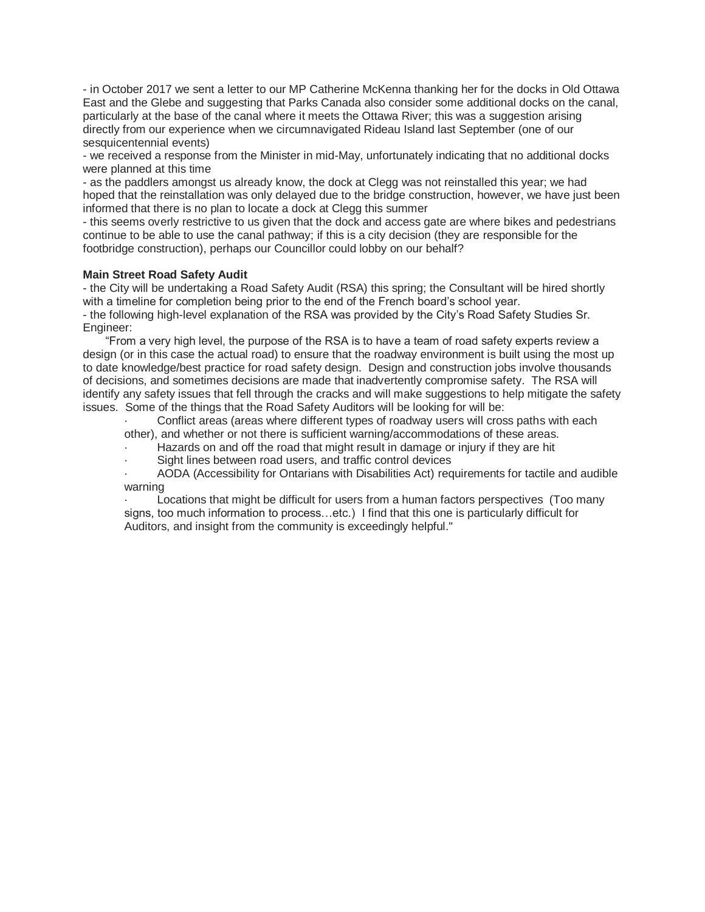- in October 2017 we sent a letter to our MP Catherine McKenna thanking her for the docks in Old Ottawa East and the Glebe and suggesting that Parks Canada also consider some additional docks on the canal, particularly at the base of the canal where it meets the Ottawa River; this was a suggestion arising directly from our experience when we circumnavigated Rideau Island last September (one of our sesquicentennial events)
- we received a response from the Minister in mid-May, unfortunately indicating that no additional docks were planned at this time
- as the paddlers amongst us already know, the dock at Clegg was not reinstalled this year; we had hoped that the reinstallation was only delayed due to the bridge construction, however, we have just been informed that there is no plan to locate a dock at Clegg this summer
- this seems overly restrictive to us given that the dock and access gate are where bikes and pedestrians continue to be able to use the canal pathway; if this is a city decision (they are responsible for the footbridge construction), perhaps our Councillor could lobby on our behalf?

**Main Street Road Safety Audit**

- the City will be undertaking a Road Safety Audit (RSA) this spring; the Consultant will be hired shortly with a timeline for completion being prior to the end of the French board's school year.
- the following high-level explanation of the RSA was provided by the City's Road Safety Studies Sr. Engineer:

"From a very high level, the purpose of the RSA is to have a team of road safety experts review a design (or in this case the actual road) to ensure that the roadway environment is built using the most up to date knowledge/best practice for road safety design. Design and construction jobs involve thousands of decisions, and sometimes decisions are made that inadvertently compromise safety. The RSA will identify any safety issues that fell through the cracks and will make suggestions to help mitigate the safety issues. Some of the things that the Road Safety Auditors will be looking for will be:

- Conflict areas (areas where different types of roadway users will cross paths with each other), and whether or not there is sufficient warning/accommodations of these areas.
- Hazards on and off the road that might result in damage or injury if they are hit
- Sight lines between road users, and traffic control devices
- AODA (Accessibility for Ontarians with Disabilities Act) requirements for tactile and audible warning
- Locations that might be difficult for users from a human factors perspectives (Too many signs, too much information to process…etc.) I find that this one is particularly difficult for Auditors, and insight from the community is exceedingly helpful."